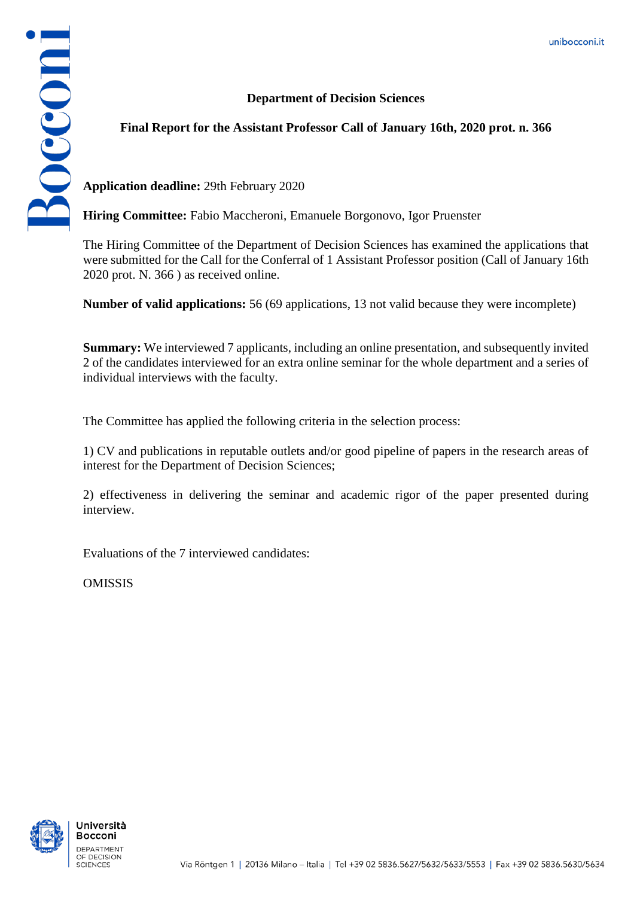**Department of Decision Sciences**

**Final Report for the Assistant Professor Call of January 16th, 2020 prot. n. 366**

**Application deadline:** 29th February 2020

**Hiring Committee:** Fabio Maccheroni, Emanuele Borgonovo, Igor Pruenster

The Hiring Committee of the Department of Decision Sciences has examined the applications that were submitted for the Call for the Conferral of 1 Assistant Professor position (Call of January 16th 2020 prot. N. 366 ) as received online.

**Number of valid applications:** 56 (69 applications, 13 not valid because they were incomplete)

**Summary:** We interviewed 7 applicants, including an online presentation, and subsequently invited 2 of the candidates interviewed for an extra online seminar for the whole department and a series of individual interviews with the faculty.

The Committee has applied the following criteria in the selection process:

1) CV and publications in reputable outlets and/or good pipeline of papers in the research areas of interest for the Department of Decision Sciences;

2) effectiveness in delivering the seminar and academic rigor of the paper presented during interview.

Evaluations of the 7 interviewed candidates:

OMISSIS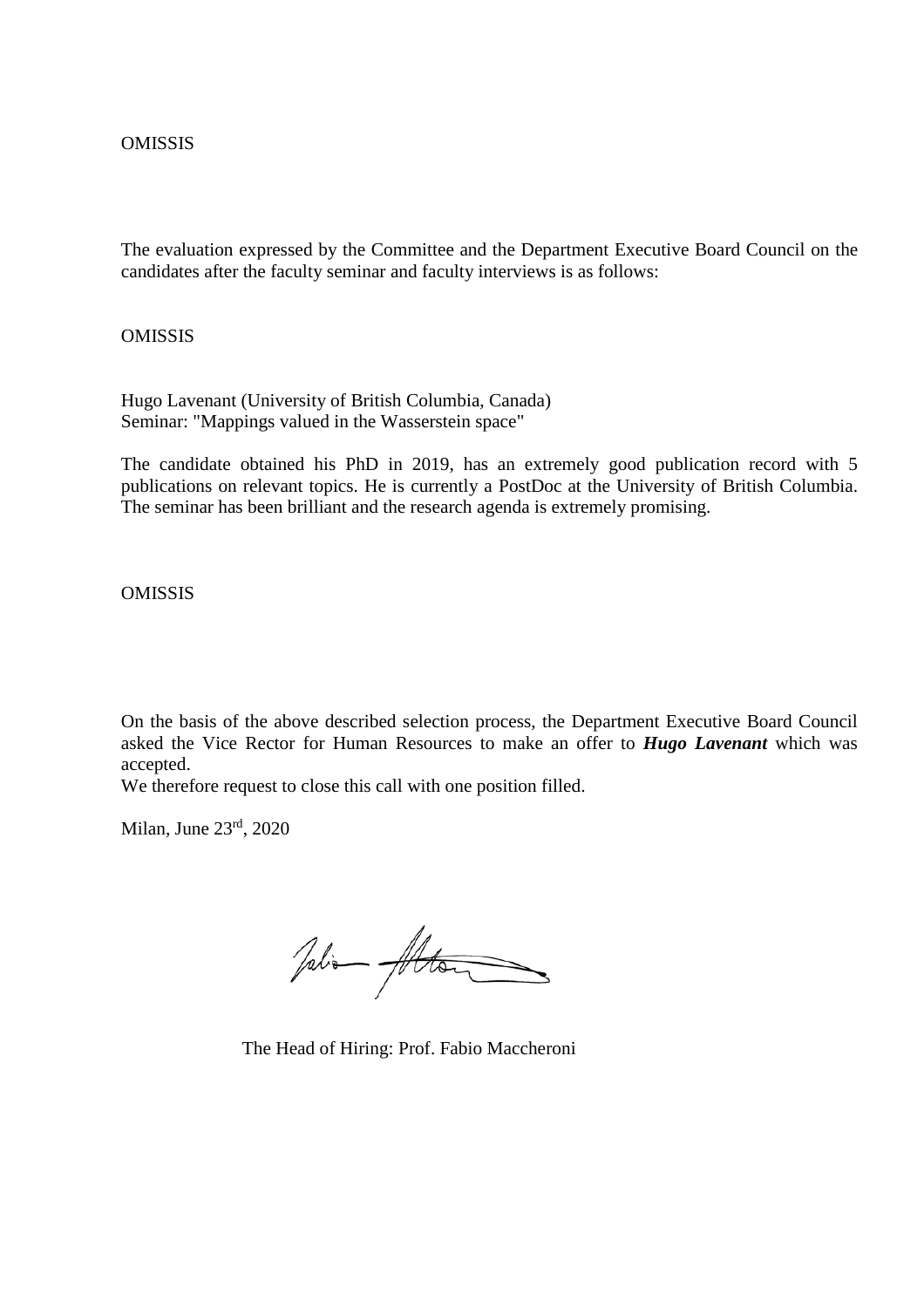OMISSIS

The evaluation expressed by the Committee and the Department Executive Board Council on the candidates after the faculty seminar and faculty interviews is as follows:

OMISSIS

Hugo Lavenant (University of British Columbia, Canada)
Seminar: "Mappings valued in the Wasserstein space"

The candidate obtained his PhD in 2019, has an extremely good publication record with 5 publications on relevant topics. He is currently a PostDoc at the University of British Columbia. The seminar has been brilliant and the research agenda is extremely promising.

OMISSIS

On the basis of the above described selection process, the Department Executive Board Council asked the Vice Rector for Human Resources to make an offer to ***Hugo Lavenant*** which was accepted.
We therefore request to close this call with one position filled.

Milan, June 23rd, 2020

The Head of Hiring: Prof. Fabio Maccheroni